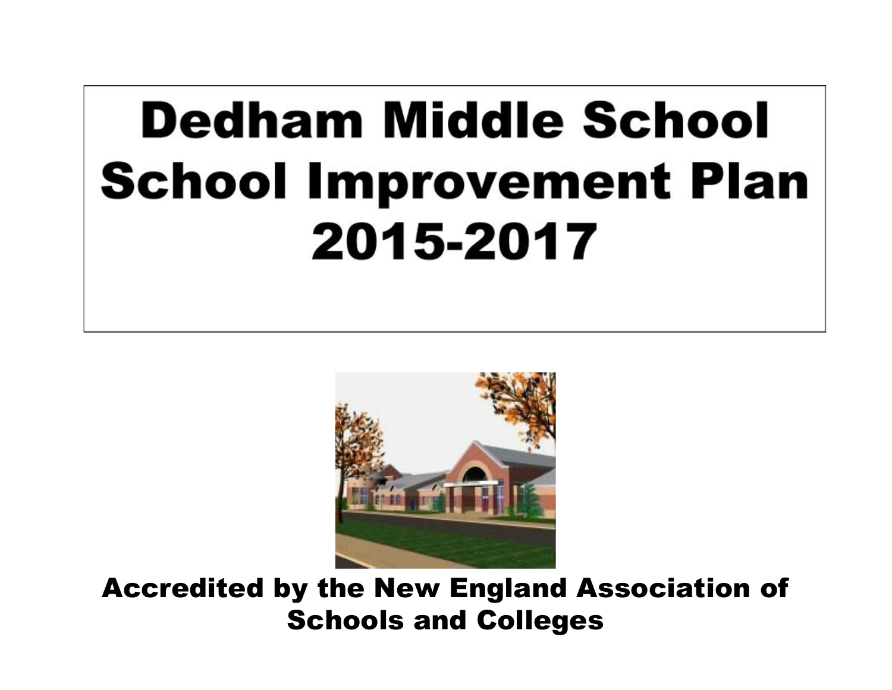# Dedham Middle School
# School Improvement Plan
# 2015-2017

**Accredited by the New England Association of Schools and Colleges**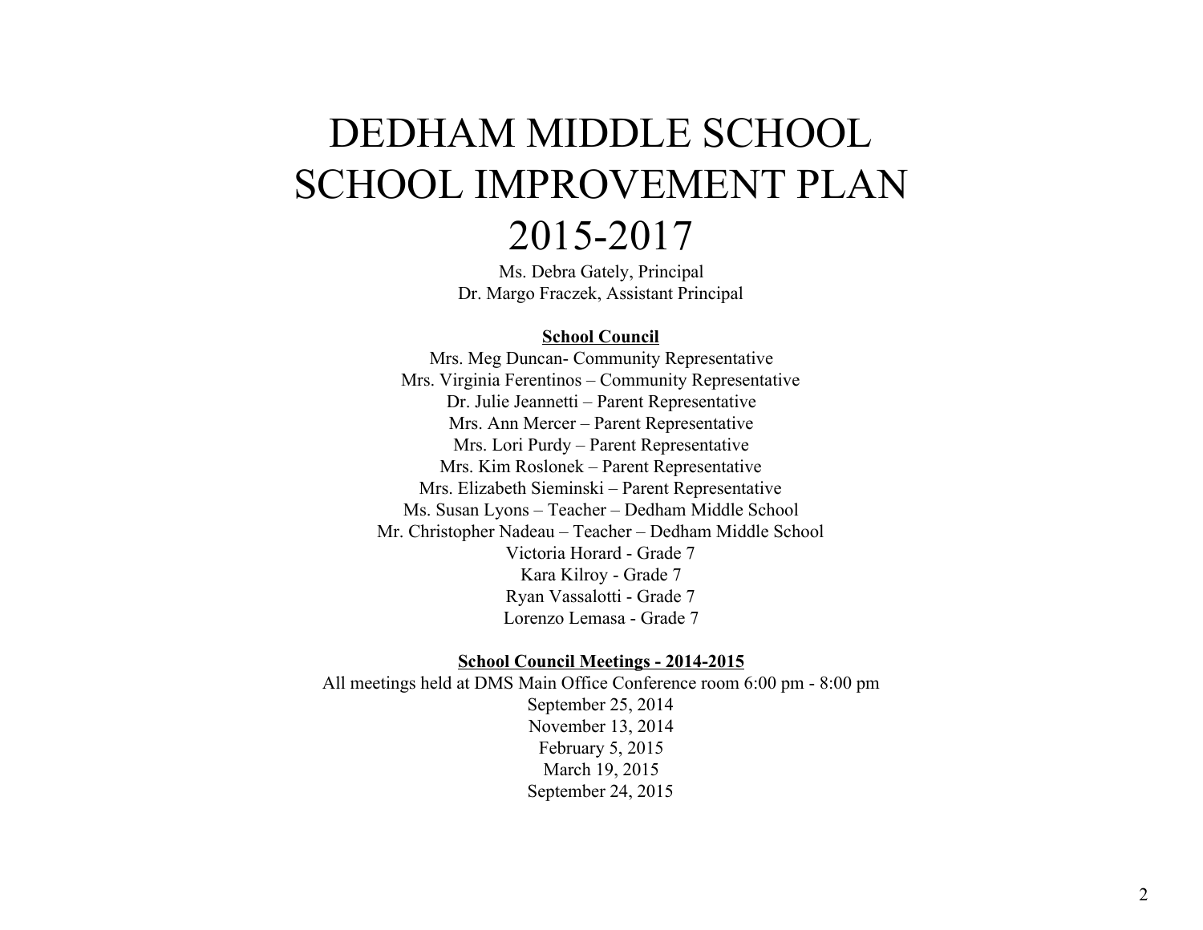# DEDHAM MIDDLE SCHOOL SCHOOL IMPROVEMENT PLAN 2015-2017

Ms. Debra Gately, Principal
Dr. Margo Fraczek, Assistant Principal

**School Council**

Mrs. Meg Duncan- Community Representative
Mrs. Virginia Ferentinos – Community Representative
Dr. Julie Jeannetti – Parent Representative
Mrs. Ann Mercer – Parent Representative
Mrs. Lori Purdy – Parent Representative
Mrs. Kim Roslonek – Parent Representative
Mrs. Elizabeth Sieminski – Parent Representative
Ms. Susan Lyons – Teacher – Dedham Middle School
Mr. Christopher Nadeau – Teacher – Dedham Middle School
Victoria Horard - Grade 7
Kara Kilroy - Grade 7
Ryan Vassalotti - Grade 7
Lorenzo Lemasa - Grade 7

**School Council Meetings - 2014-2015**

All meetings held at DMS Main Office Conference room 6:00 pm - 8:00 pm
September 25, 2014
November 13, 2014
February 5, 2015
March 19, 2015
September 24, 2015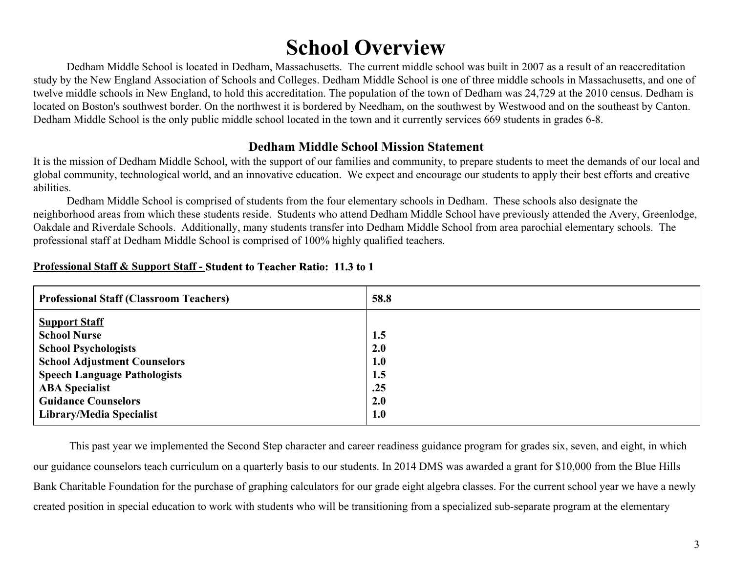# School Overview

Dedham Middle School is located in Dedham, Massachusetts. The current middle school was built in 2007 as a result of an reaccreditation study by the New England Association of Schools and Colleges. Dedham Middle School is one of three middle schools in Massachusetts, and one of twelve middle schools in New England, to hold this accreditation. The population of the town of Dedham was 24,729 at the 2010 census. Dedham is located on Boston's southwest border. On the northwest it is bordered by Needham, on the southwest by Westwood and on the southeast by Canton. Dedham Middle School is the only public middle school located in the town and it currently services 669 students in grades 6-8.

## Dedham Middle School Mission Statement

It is the mission of Dedham Middle School, with the support of our families and community, to prepare students to meet the demands of our local and global community, technological world, and an innovative education. We expect and encourage our students to apply their best efforts and creative abilities.

Dedham Middle School is comprised of students from the four elementary schools in Dedham. These schools also designate the neighborhood areas from which these students reside. Students who attend Dedham Middle School have previously attended the Avery, Greenlodge, Oakdale and Riverdale Schools. Additionally, many students transfer into Dedham Middle School from area parochial elementary schools. The professional staff at Dedham Middle School is comprised of 100% highly qualified teachers.

**Professional Staff & Support Staff - Student to Teacher Ratio: 11.3 to 1**

| **Professional Staff (Classroom Teachers)** | **58.8** |
|---|---|
| **Support Staff** | |
| **School Nurse** | **1.5** |
| **School Psychologists** | **2.0** |
| **School Adjustment Counselors** | **1.0** |
| **Speech Language Pathologists** | **1.5** |
| **ABA Specialist** | **.25** |
| **Guidance Counselors** | **2.0** |
| **Library/Media Specialist** | **1.0** |

This past year we implemented the Second Step character and career readiness guidance program for grades six, seven, and eight, in which our guidance counselors teach curriculum on a quarterly basis to our students. In 2014 DMS was awarded a grant for $10,000 from the Blue Hills Bank Charitable Foundation for the purchase of graphing calculators for our grade eight algebra classes. For the current school year we have a newly created position in special education to work with students who will be transitioning from a specialized sub-separate program at the elementary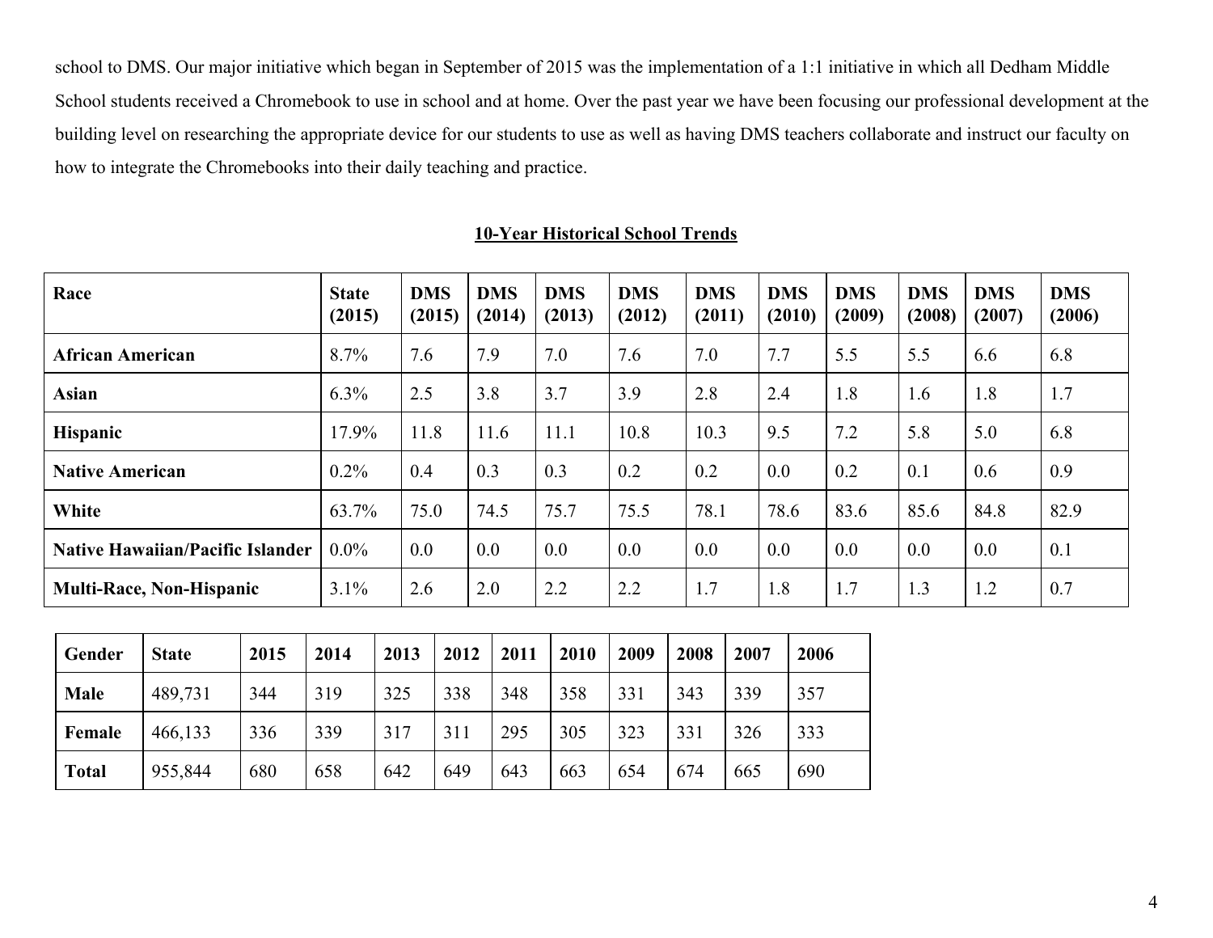school to DMS. Our major initiative which began in September of 2015 was the implementation of a 1:1 initiative in which all Dedham Middle School students received a Chromebook to use in school and at home. Over the past year we have been focusing our professional development at the building level on researching the appropriate device for our students to use as well as having DMS teachers collaborate and instruct our faculty on how to integrate the Chromebooks into their daily teaching and practice.

**10-Year Historical School Trends**

| Race | State (2015) | DMS (2015) | DMS (2014) | DMS (2013) | DMS (2012) | DMS (2011) | DMS (2010) | DMS (2009) | DMS (2008) | DMS (2007) | DMS (2006) |
|---|---|---|---|---|---|---|---|---|---|---|---|
| **African American** | 8.7% | 7.6 | 7.9 | 7.0 | 7.6 | 7.0 | 7.7 | 5.5 | 5.5 | 6.6 | 6.8 |
| **Asian** | 6.3% | 2.5 | 3.8 | 3.7 | 3.9 | 2.8 | 2.4 | 1.8 | 1.6 | 1.8 | 1.7 |
| **Hispanic** | 17.9% | 11.8 | 11.6 | 11.1 | 10.8 | 10.3 | 9.5 | 7.2 | 5.8 | 5.0 | 6.8 |
| **Native American** | 0.2% | 0.4 | 0.3 | 0.3 | 0.2 | 0.2 | 0.0 | 0.2 | 0.1 | 0.6 | 0.9 |
| **White** | 63.7% | 75.0 | 74.5 | 75.7 | 75.5 | 78.1 | 78.6 | 83.6 | 85.6 | 84.8 | 82.9 |
| **Native Hawaiian/Pacific Islander** | 0.0% | 0.0 | 0.0 | 0.0 | 0.0 | 0.0 | 0.0 | 0.0 | 0.0 | 0.0 | 0.1 |
| **Multi-Race, Non-Hispanic** | 3.1% | 2.6 | 2.0 | 2.2 | 2.2 | 1.7 | 1.8 | 1.7 | 1.3 | 1.2 | 0.7 |

| Gender | State | 2015 | 2014 | 2013 | 2012 | 2011 | 2010 | 2009 | 2008 | 2007 | 2006 |
|---|---|---|---|---|---|---|---|---|---|---|---|
| **Male** | 489,731 | 344 | 319 | 325 | 338 | 348 | 358 | 331 | 343 | 339 | 357 |
| **Female** | 466,133 | 336 | 339 | 317 | 311 | 295 | 305 | 323 | 331 | 326 | 333 |
| **Total** | 955,844 | 680 | 658 | 642 | 649 | 643 | 663 | 654 | 674 | 665 | 690 |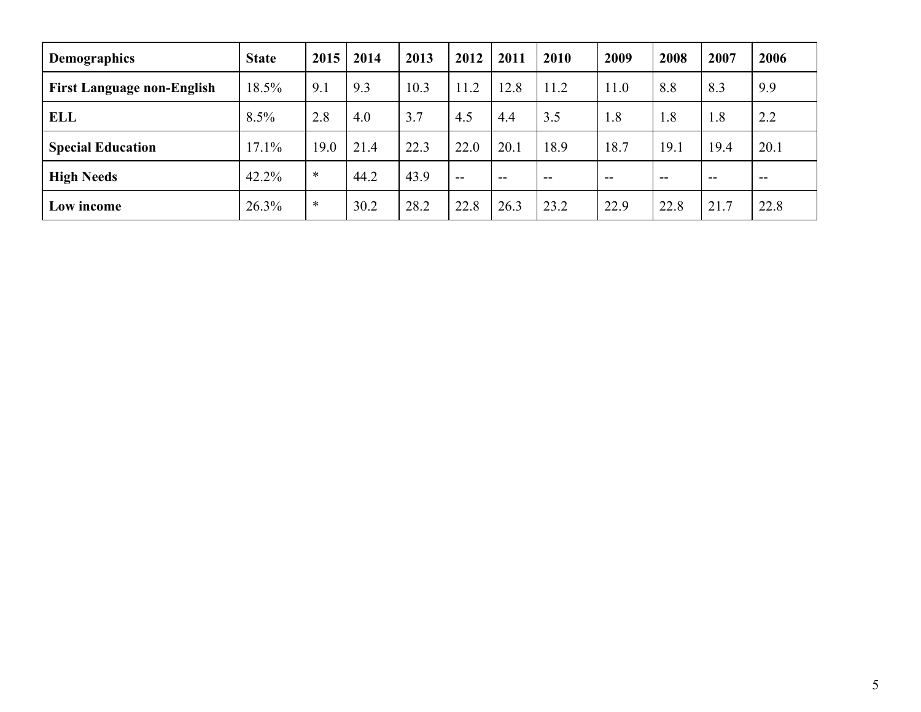| Demographics | State | 2015 | 2014 | 2013 | 2012 | 2011 | 2010 | 2009 | 2008 | 2007 | 2006 |
|---|---|---|---|---|---|---|---|---|---|---|---|
| First Language non-English | 18.5% | 9.1 | 9.3 | 10.3 | 11.2 | 12.8 | 11.2 | 11.0 | 8.8 | 8.3 | 9.9 |
| ELL | 8.5% | 2.8 | 4.0 | 3.7 | 4.5 | 4.4 | 3.5 | 1.8 | 1.8 | 1.8 | 2.2 |
| Special Education | 17.1% | 19.0 | 21.4 | 22.3 | 22.0 | 20.1 | 18.9 | 18.7 | 19.1 | 19.4 | 20.1 |
| High Needs | 42.2% | * | 44.2 | 43.9 | -- | -- | -- | -- | -- | -- | -- |
| Low income | 26.3% | * | 30.2 | 28.2 | 22.8 | 26.3 | 23.2 | 22.9 | 22.8 | 21.7 | 22.8 |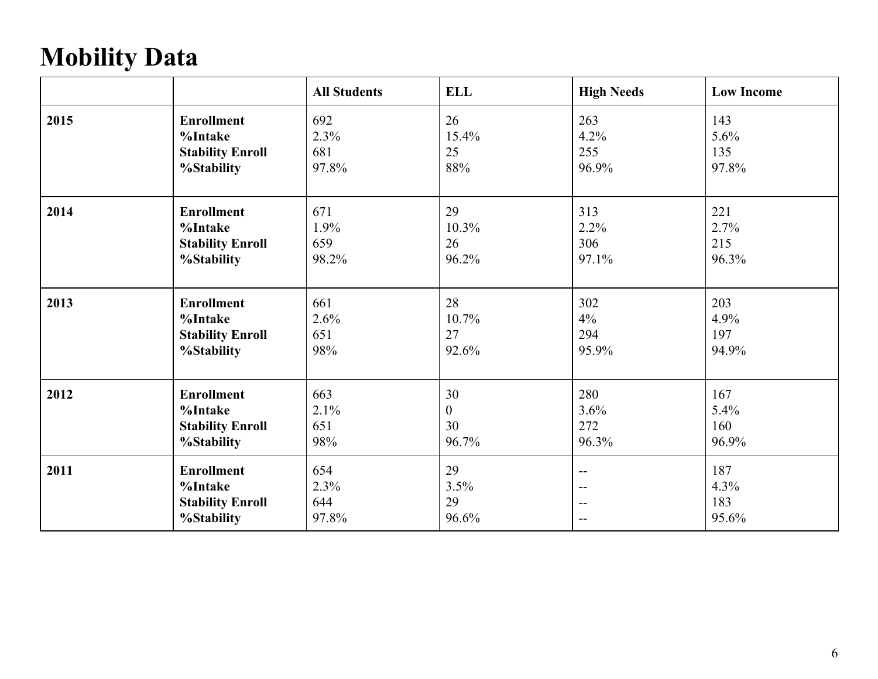# Mobility Data

| | | All Students | ELL | High Needs | Low Income |
|---|---|---|---|---|---|
| **2015** | **Enrollment**<br>**%Intake**<br>**Stability Enroll**<br>**%Stability** | 692<br>2.3%<br>681<br>97.8% | 26<br>15.4%<br>25<br>88% | 263<br>4.2%<br>255<br>96.9% | 143<br>5.6%<br>135<br>97.8% |
| **2014** | **Enrollment**<br>**%Intake**<br>**Stability Enroll**<br>**%Stability** | 671<br>1.9%<br>659<br>98.2% | 29<br>10.3%<br>26<br>96.2% | 313<br>2.2%<br>306<br>97.1% | 221<br>2.7%<br>215<br>96.3% |
| **2013** | **Enrollment**<br>**%Intake**<br>**Stability Enroll**<br>**%Stability** | 661<br>2.6%<br>651<br>98% | 28<br>10.7%<br>27<br>92.6% | 302<br>4%<br>294<br>95.9% | 203<br>4.9%<br>197<br>94.9% |
| **2012** | **Enrollment**<br>**%Intake**<br>**Stability Enroll**<br>**%Stability** | 663<br>2.1%<br>651<br>98% | 30<br>0<br>30<br>96.7% | 280<br>3.6%<br>272<br>96.3% | 167<br>5.4%<br>160<br>96.9% |
| **2011** | **Enrollment**<br>**%Intake**<br>**Stability Enroll**<br>**%Stability** | 654<br>2.3%<br>644<br>97.8% | 29<br>3.5%<br>29<br>96.6% | --<br>--<br>--<br>-- | 187<br>4.3%<br>183<br>95.6% |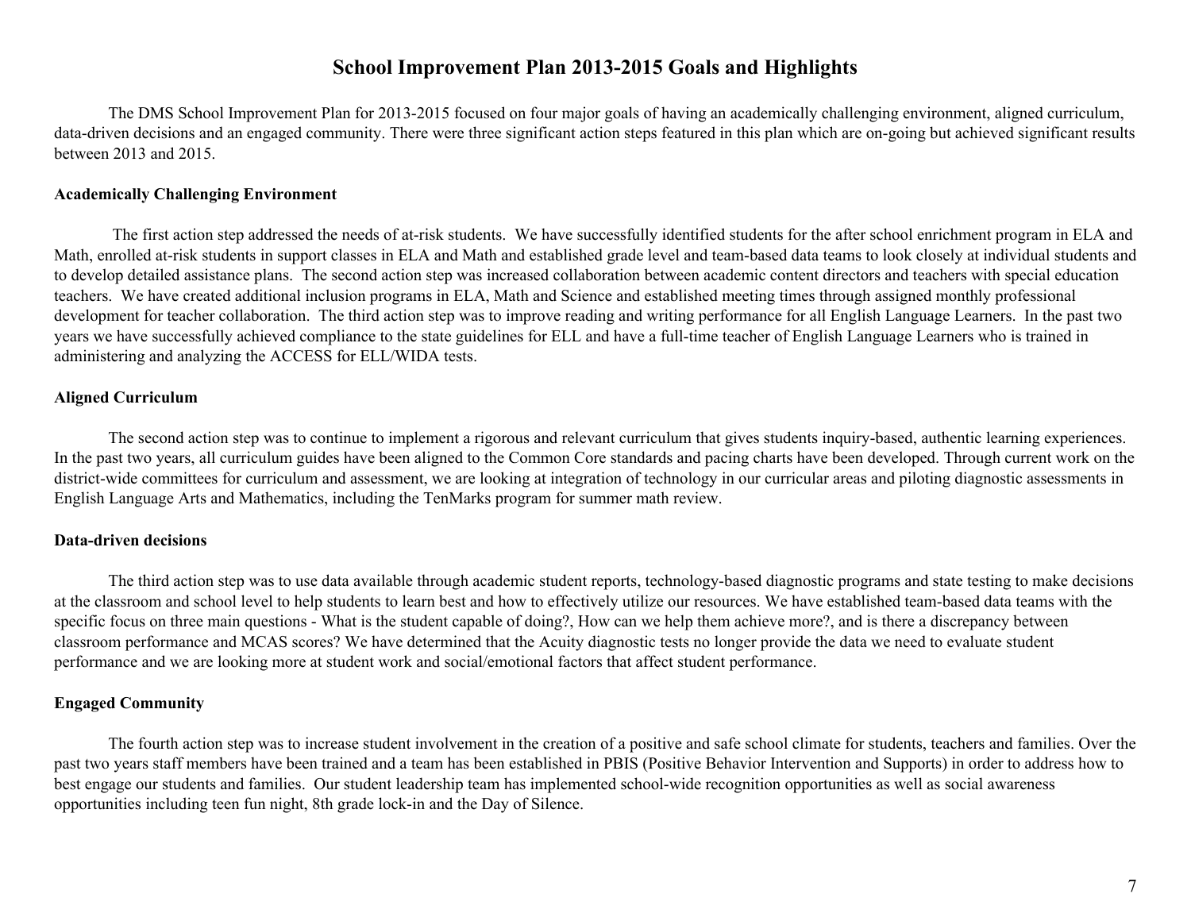# School Improvement Plan 2013-2015 Goals and Highlights

The DMS School Improvement Plan for 2013-2015 focused on four major goals of having an academically challenging environment, aligned curriculum, data-driven decisions and an engaged community. There were three significant action steps featured in this plan which are on-going but achieved significant results between 2013 and 2015.

**Academically Challenging Environment**

The first action step addressed the needs of at-risk students. We have successfully identified students for the after school enrichment program in ELA and Math, enrolled at-risk students in support classes in ELA and Math and established grade level and team-based data teams to look closely at individual students and to develop detailed assistance plans. The second action step was increased collaboration between academic content directors and teachers with special education teachers. We have created additional inclusion programs in ELA, Math and Science and established meeting times through assigned monthly professional development for teacher collaboration. The third action step was to improve reading and writing performance for all English Language Learners. In the past two years we have successfully achieved compliance to the state guidelines for ELL and have a full-time teacher of English Language Learners who is trained in administering and analyzing the ACCESS for ELL/WIDA tests.

**Aligned Curriculum**

The second action step was to continue to implement a rigorous and relevant curriculum that gives students inquiry-based, authentic learning experiences. In the past two years, all curriculum guides have been aligned to the Common Core standards and pacing charts have been developed. Through current work on the district-wide committees for curriculum and assessment, we are looking at integration of technology in our curricular areas and piloting diagnostic assessments in English Language Arts and Mathematics, including the TenMarks program for summer math review.

**Data-driven decisions**

The third action step was to use data available through academic student reports, technology-based diagnostic programs and state testing to make decisions at the classroom and school level to help students to learn best and how to effectively utilize our resources. We have established team-based data teams with the specific focus on three main questions - What is the student capable of doing?, How can we help them achieve more?, and is there a discrepancy between classroom performance and MCAS scores? We have determined that the Acuity diagnostic tests no longer provide the data we need to evaluate student performance and we are looking more at student work and social/emotional factors that affect student performance.

**Engaged Community**

The fourth action step was to increase student involvement in the creation of a positive and safe school climate for students, teachers and families. Over the past two years staff members have been trained and a team has been established in PBIS (Positive Behavior Intervention and Supports) in order to address how to best engage our students and families. Our student leadership team has implemented school-wide recognition opportunities as well as social awareness opportunities including teen fun night, 8th grade lock-in and the Day of Silence.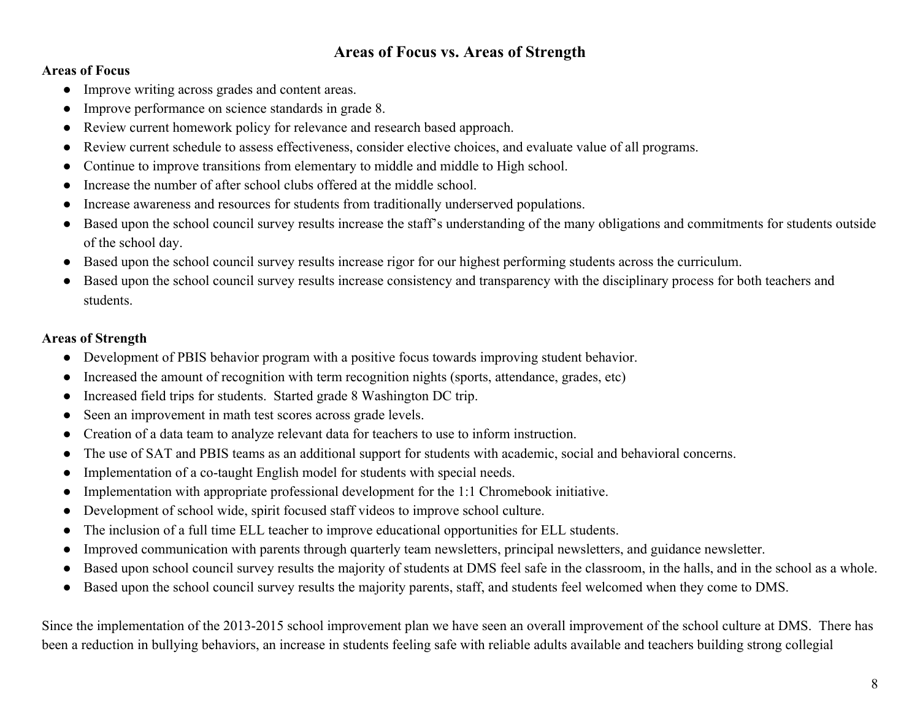## Areas of Focus vs. Areas of Strength

**Areas of Focus**

- Improve writing across grades and content areas.
- Improve performance on science standards in grade 8.
- Review current homework policy for relevance and research based approach.
- Review current schedule to assess effectiveness, consider elective choices, and evaluate value of all programs.
- Continue to improve transitions from elementary to middle and middle to High school.
- Increase the number of after school clubs offered at the middle school.
- Increase awareness and resources for students from traditionally underserved populations.
- Based upon the school council survey results increase the staff's understanding of the many obligations and commitments for students outside of the school day.
- Based upon the school council survey results increase rigor for our highest performing students across the curriculum.
- Based upon the school council survey results increase consistency and transparency with the disciplinary process for both teachers and students.

**Areas of Strength**

- Development of PBIS behavior program with a positive focus towards improving student behavior.
- Increased the amount of recognition with term recognition nights (sports, attendance, grades, etc)
- Increased field trips for students. Started grade 8 Washington DC trip.
- Seen an improvement in math test scores across grade levels.
- Creation of a data team to analyze relevant data for teachers to use to inform instruction.
- The use of SAT and PBIS teams as an additional support for students with academic, social and behavioral concerns.
- Implementation of a co-taught English model for students with special needs.
- Implementation with appropriate professional development for the 1:1 Chromebook initiative.
- Development of school wide, spirit focused staff videos to improve school culture.
- The inclusion of a full time ELL teacher to improve educational opportunities for ELL students.
- Improved communication with parents through quarterly team newsletters, principal newsletters, and guidance newsletter.
- Based upon school council survey results the majority of students at DMS feel safe in the classroom, in the halls, and in the school as a whole.
- Based upon the school council survey results the majority parents, staff, and students feel welcomed when they come to DMS.

Since the implementation of the 2013-2015 school improvement plan we have seen an overall improvement of the school culture at DMS. There has been a reduction in bullying behaviors, an increase in students feeling safe with reliable adults available and teachers building strong collegial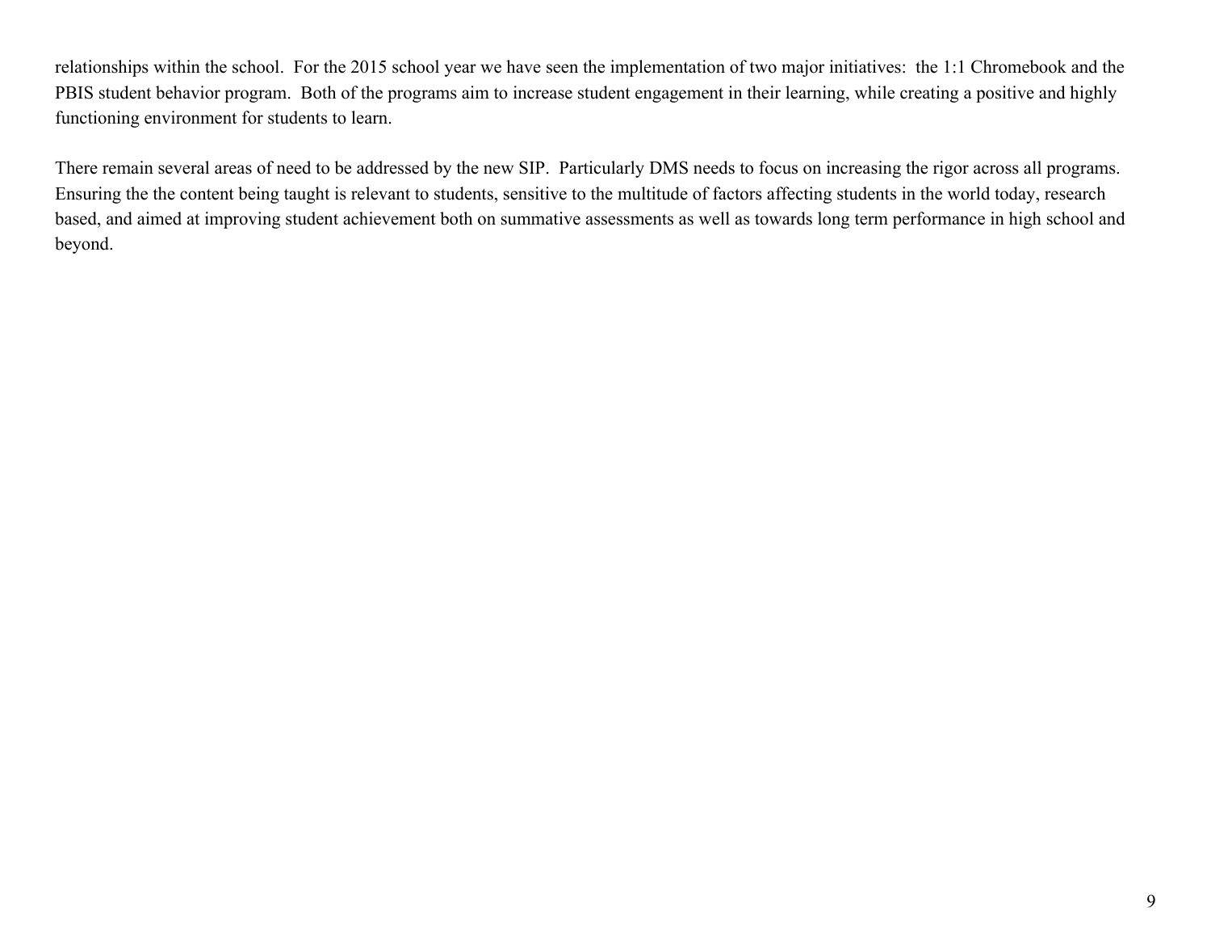relationships within the school. For the 2015 school year we have seen the implementation of two major initiatives: the 1:1 Chromebook and the PBIS student behavior program. Both of the programs aim to increase student engagement in their learning, while creating a positive and highly functioning environment for students to learn.

There remain several areas of need to be addressed by the new SIP. Particularly DMS needs to focus on increasing the rigor across all programs. Ensuring the the content being taught is relevant to students, sensitive to the multitude of factors affecting students in the world today, research based, and aimed at improving student achievement both on summative assessments as well as towards long term performance in high school and beyond.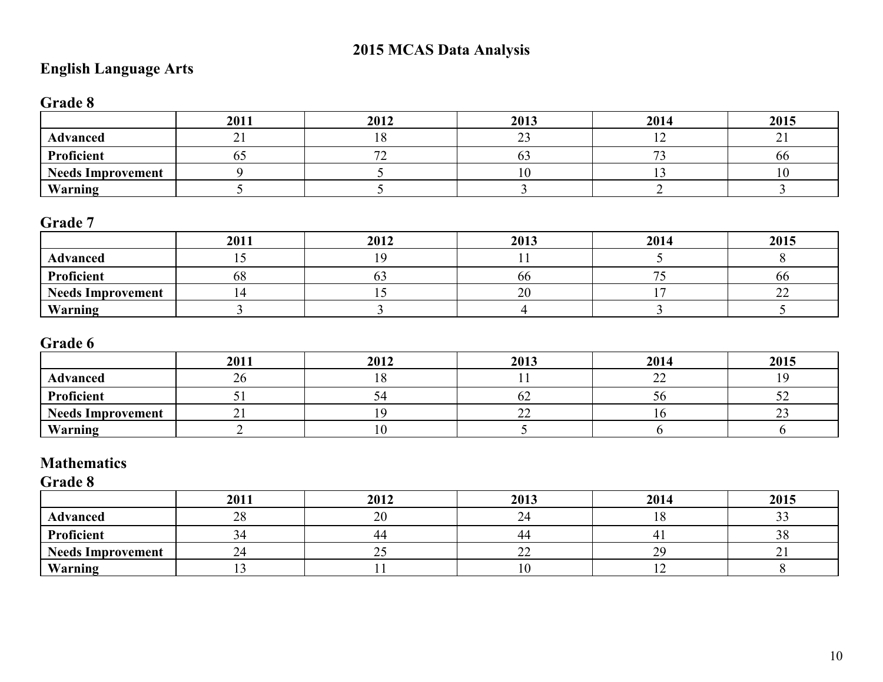# 2015 MCAS Data Analysis

## English Language Arts

### Grade 8

| | 2011 | 2012 | 2013 | 2014 | 2015 |
|---|---|---|---|---|---|
| **Advanced** | 21 | 18 | 23 | 12 | 21 |
| **Proficient** | 65 | 72 | 63 | 73 | 66 |
| **Needs Improvement** | 9 | 5 | 10 | 13 | 10 |
| **Warning** | 5 | 5 | 3 | 2 | 3 |

### Grade 7

| | 2011 | 2012 | 2013 | 2014 | 2015 |
|---|---|---|---|---|---|
| **Advanced** | 15 | 19 | 11 | 5 | 8 |
| **Proficient** | 68 | 63 | 66 | 75 | 66 |
| **Needs Improvement** | 14 | 15 | 20 | 17 | 22 |
| **Warning** | 3 | 3 | 4 | 3 | 5 |

### Grade 6

| | 2011 | 2012 | 2013 | 2014 | 2015 |
|---|---|---|---|---|---|
| **Advanced** | 26 | 18 | 11 | 22 | 19 |
| **Proficient** | 51 | 54 | 62 | 56 | 52 |
| **Needs Improvement** | 21 | 19 | 22 | 16 | 23 |
| **Warning** | 2 | 10 | 5 | 6 | 6 |

## Mathematics

### Grade 8

| | 2011 | 2012 | 2013 | 2014 | 2015 |
|---|---|---|---|---|---|
| **Advanced** | 28 | 20 | 24 | 18 | 33 |
| **Proficient** | 34 | 44 | 44 | 41 | 38 |
| **Needs Improvement** | 24 | 25 | 22 | 29 | 21 |
| **Warning** | 13 | 11 | 10 | 12 | 8 |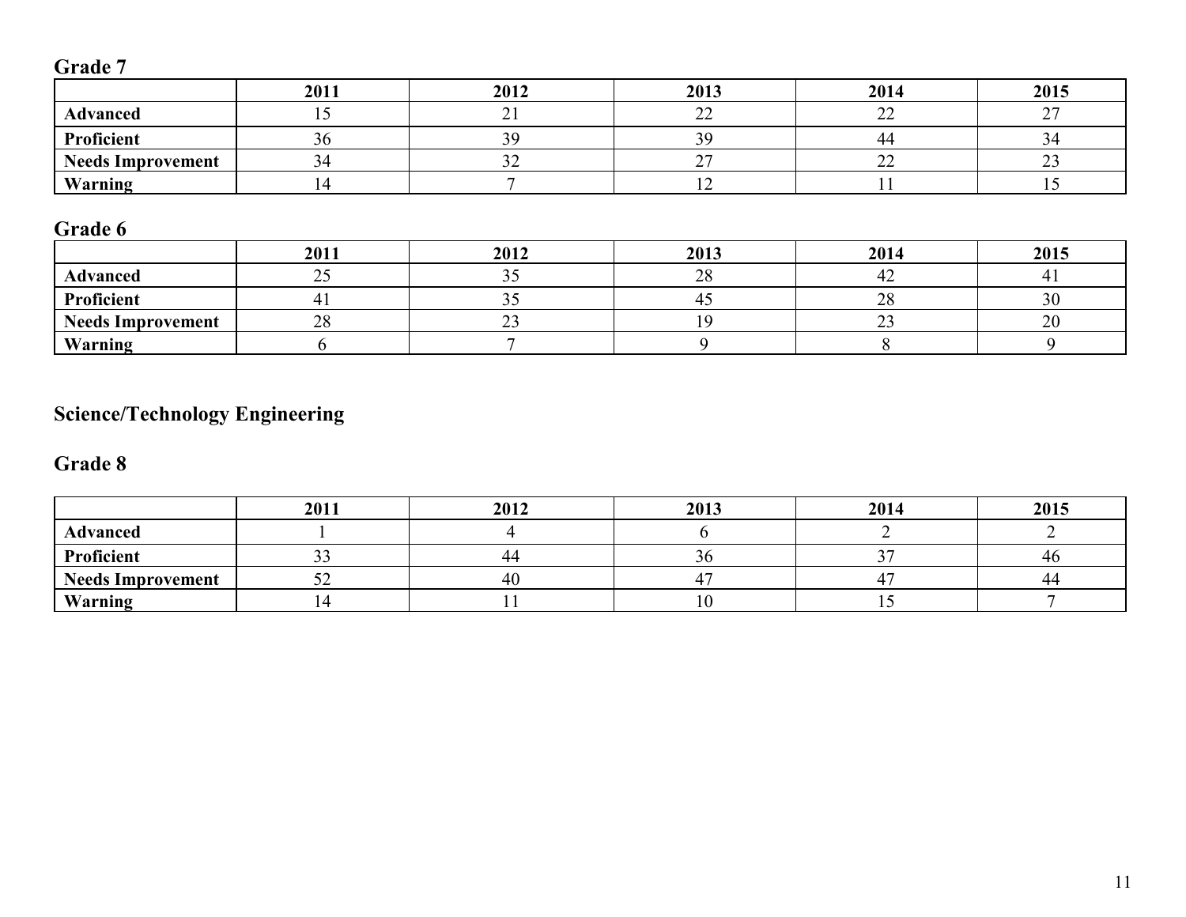### Grade 7

| | 2011 | 2012 | 2013 | 2014 | 2015 |
|---|---|---|---|---|---|
| **Advanced** | 15 | 21 | 22 | 22 | 27 |
| **Proficient** | 36 | 39 | 39 | 44 | 34 |
| **Needs Improvement** | 34 | 32 | 27 | 22 | 23 |
| **Warning** | 14 | 7 | 12 | 11 | 15 |

### Grade 6

| | 2011 | 2012 | 2013 | 2014 | 2015 |
|---|---|---|---|---|---|
| **Advanced** | 25 | 35 | 28 | 42 | 41 |
| **Proficient** | 41 | 35 | 45 | 28 | 30 |
| **Needs Improvement** | 28 | 23 | 19 | 23 | 20 |
| **Warning** | 6 | 7 | 9 | 8 | 9 |

## Science/Technology Engineering

### Grade 8

| | 2011 | 2012 | 2013 | 2014 | 2015 |
|---|---|---|---|---|---|
| **Advanced** | 1 | 4 | 6 | 2 | 2 |
| **Proficient** | 33 | 44 | 36 | 37 | 46 |
| **Needs Improvement** | 52 | 40 | 47 | 47 | 44 |
| **Warning** | 14 | 11 | 10 | 15 | 7 |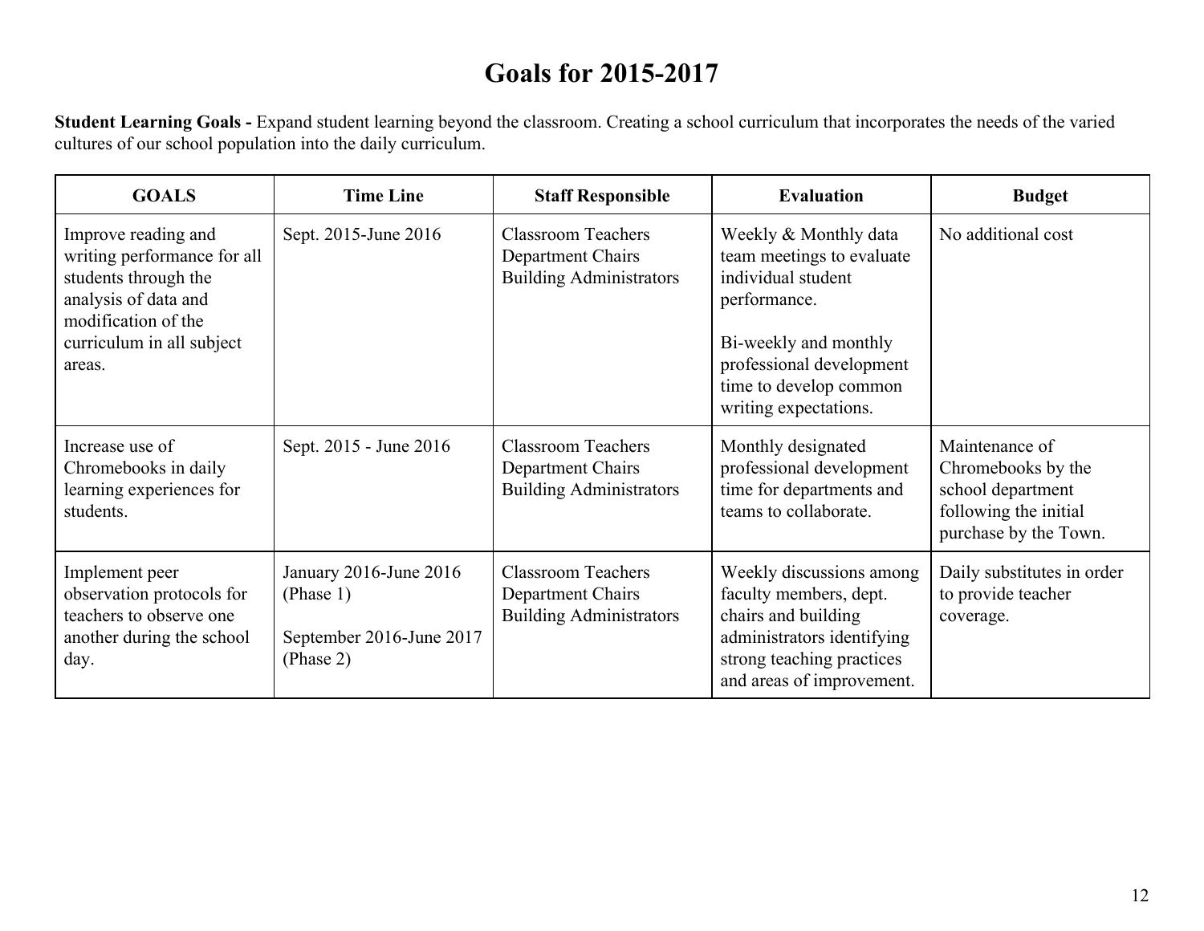# Goals for 2015-2017

**Student Learning Goals -** Expand student learning beyond the classroom. Creating a school curriculum that incorporates the needs of the varied cultures of our school population into the daily curriculum.

| GOALS | Time Line | Staff Responsible | Evaluation | Budget |
|---|---|---|---|---|
| Improve reading and writing performance for all students through the analysis of data and modification of the curriculum in all subject areas. | Sept. 2015-June 2016 | Classroom Teachers<br>Department Chairs<br>Building Administrators | Weekly & Monthly data team meetings to evaluate individual student performance.<br><br>Bi-weekly and monthly professional development time to develop common writing expectations. | No additional cost |
| Increase use of Chromebooks in daily learning experiences for students. | Sept. 2015 - June 2016 | Classroom Teachers<br>Department Chairs<br>Building Administrators | Monthly designated professional development time for departments and teams to collaborate. | Maintenance of Chromebooks by the school department following the initial purchase by the Town. |
| Implement peer observation protocols for teachers to observe one another during the school day. | January 2016-June 2016 (Phase 1)<br><br>September 2016-June 2017 (Phase 2) | Classroom Teachers<br>Department Chairs<br>Building Administrators | Weekly discussions among faculty members, dept. chairs and building administrators identifying strong teaching practices and areas of improvement. | Daily substitutes in order to provide teacher coverage. |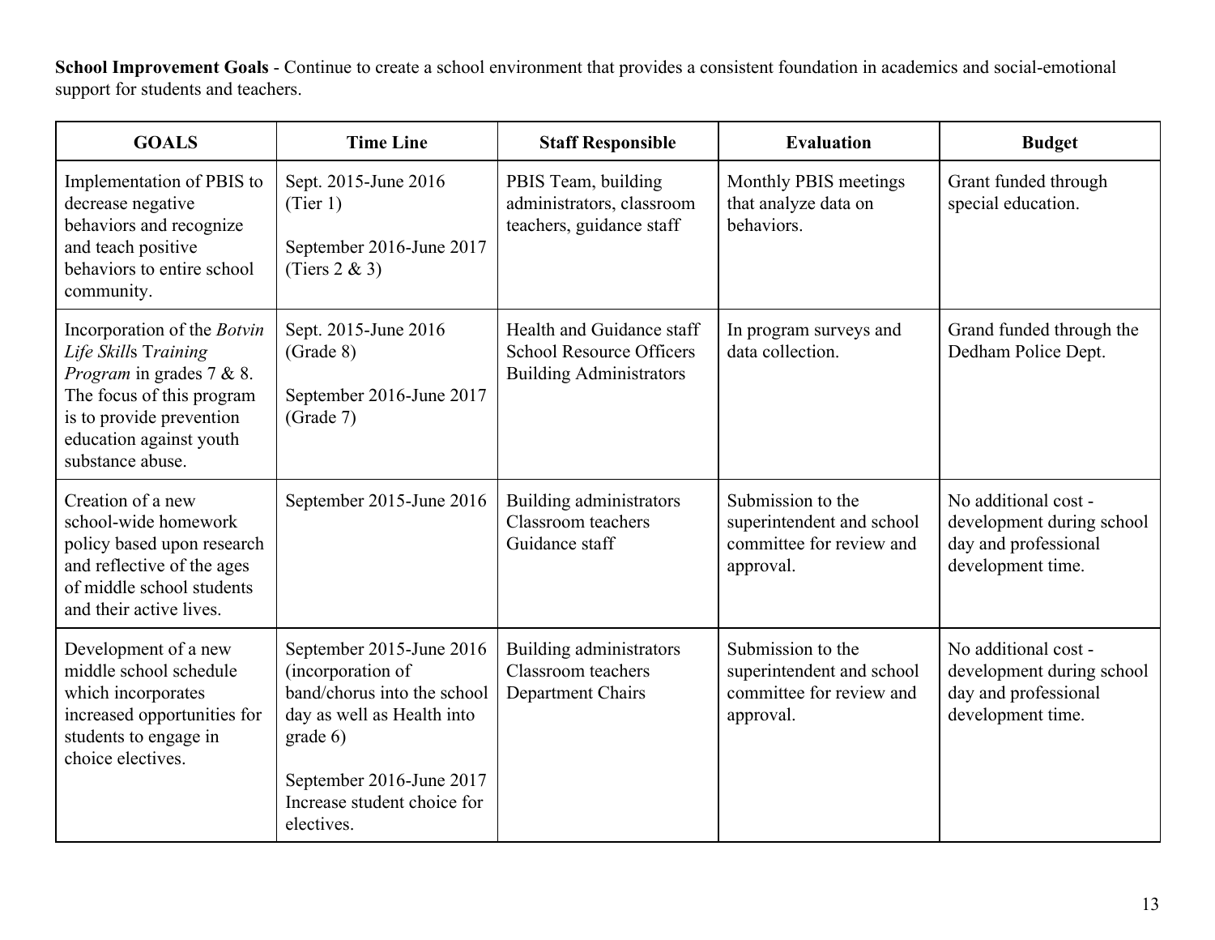**School Improvement Goals** - Continue to create a school environment that provides a consistent foundation in academics and social-emotional support for students and teachers.

| GOALS | Time Line | Staff Responsible | Evaluation | Budget |
|---|---|---|---|---|
| Implementation of PBIS to decrease negative behaviors and recognize and teach positive behaviors to entire school community. | Sept. 2015-June 2016 (Tier 1)<br><br>September 2016-June 2017 (Tiers 2 & 3) | PBIS Team, building administrators, classroom teachers, guidance staff | Monthly PBIS meetings that analyze data on behaviors. | Grant funded through special education. |
| Incorporation of the *Botvin Life Skill*s T*raining Program* in grades 7 & 8. The focus of this program is to provide prevention education against youth substance abuse. | Sept. 2015-June 2016 (Grade 8)<br><br>September 2016-June 2017 (Grade 7) | Health and Guidance staff<br>School Resource Officers<br>Building Administrators | In program surveys and data collection. | Grand funded through the Dedham Police Dept. |
| Creation of a new school-wide homework policy based upon research and reflective of the ages of middle school students and their active lives. | September 2015-June 2016 | Building administrators<br>Classroom teachers<br>Guidance staff | Submission to the superintendent and school committee for review and approval. | No additional cost - development during school day and professional development time. |
| Development of a new middle school schedule which incorporates increased opportunities for students to engage in choice electives. | September 2015-June 2016 (incorporation of band/chorus into the school day as well as Health into grade 6)<br><br>September 2016-June 2017 Increase student choice for electives. | Building administrators<br>Classroom teachers<br>Department Chairs | Submission to the superintendent and school committee for review and approval. | No additional cost - development during school day and professional development time. |